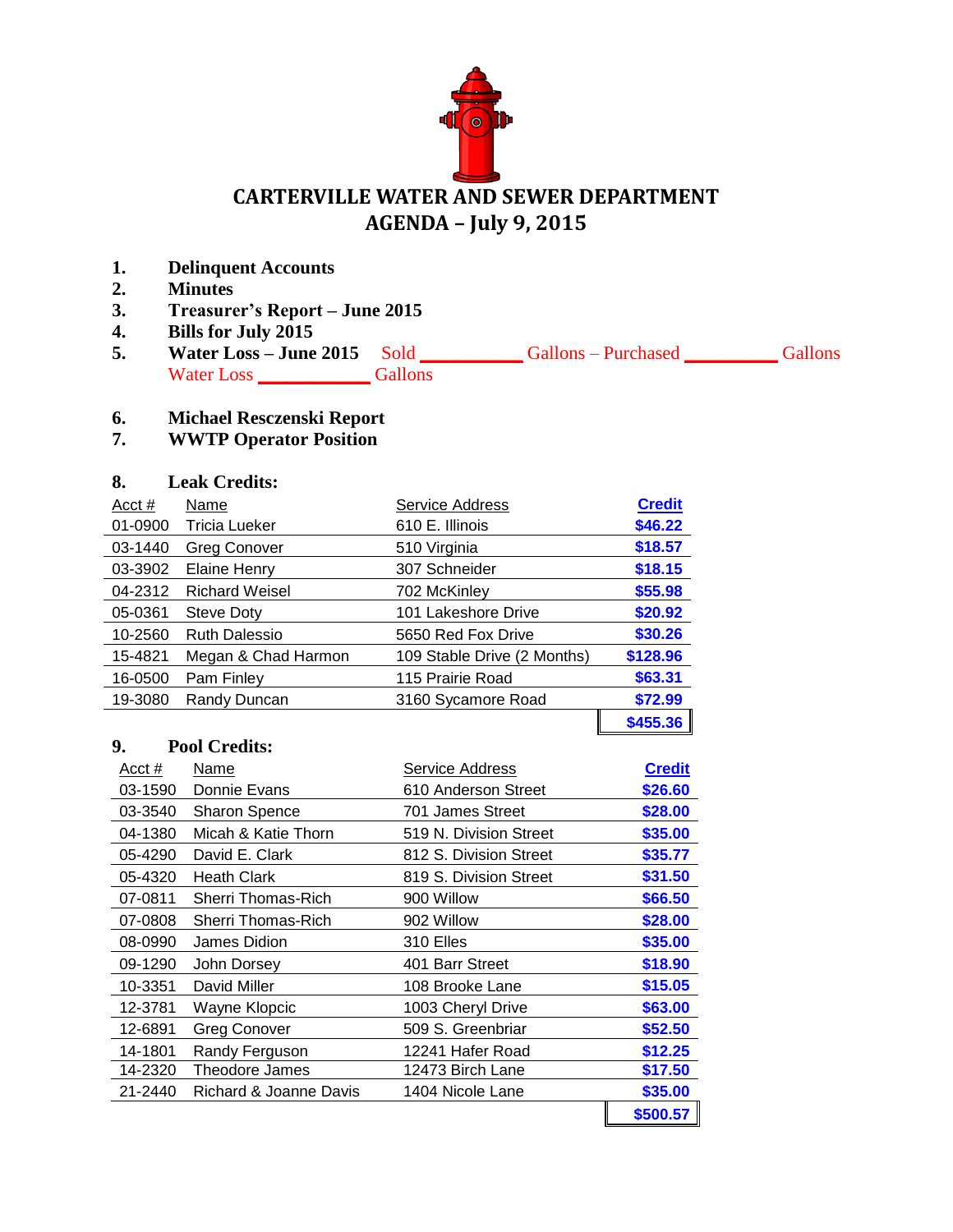# CARTERVILLE WATER AND SEWER DEPARTMENT
## AGENDA – July 9, 2015

1. **Delinquent Accounts**
2. **Minutes**
3. **Treasurer's Report – June 2015**
4. **Bills for July 2015**
5. **Water Loss – June 2015** Sold __________ Gallons – Purchased _________ Gallons
   Water Loss ___________ Gallons
6. **Michael Resczenski Report**
7. **WWTP Operator Position**

8. **Leak Credits:**

| Acct # | Name | Service Address | Credit |
|---|---|---|---|
| 01-0900 | Tricia Lueker | 610 E. Illinois | $46.22 |
| 03-1440 | Greg Conover | 510 Virginia | $18.57 |
| 03-3902 | Elaine Henry | 307 Schneider | $18.15 |
| 04-2312 | Richard Weisel | 702 McKinley | $55.98 |
| 05-0361 | Steve Doty | 101 Lakeshore Drive | $20.92 |
| 10-2560 | Ruth Dalessio | 5650 Red Fox Drive | $30.26 |
| 15-4821 | Megan & Chad Harmon | 109 Stable Drive (2 Months) | $128.96 |
| 16-0500 | Pam Finley | 115 Prairie Road | $63.31 |
| 19-3080 | Randy Duncan | 3160 Sycamore Road | $72.99 |
| | | | $455.36 |

9. **Pool Credits:**

| Acct # | Name | Service Address | Credit |
|---|---|---|---|
| 03-1590 | Donnie Evans | 610 Anderson Street | $26.60 |
| 03-3540 | Sharon Spence | 701 James Street | $28.00 |
| 04-1380 | Micah & Katie Thorn | 519 N. Division Street | $35.00 |
| 05-4290 | David E. Clark | 812 S. Division Street | $35.77 |
| 05-4320 | Heath Clark | 819 S. Division Street | $31.50 |
| 07-0811 | Sherri Thomas-Rich | 900 Willow | $66.50 |
| 07-0808 | Sherri Thomas-Rich | 902 Willow | $28.00 |
| 08-0990 | James Didion | 310 Elles | $35.00 |
| 09-1290 | John Dorsey | 401 Barr Street | $18.90 |
| 10-3351 | David Miller | 108 Brooke Lane | $15.05 |
| 12-3781 | Wayne Klopcic | 1003 Cheryl Drive | $63.00 |
| 12-6891 | Greg Conover | 509 S. Greenbriar | $52.50 |
| 14-1801 | Randy Ferguson | 12241 Hafer Road | $12.25 |
| 14-2320 | Theodore James | 12473 Birch Lane | $17.50 |
| 21-2440 | Richard & Joanne Davis | 1404 Nicole Lane | $35.00 |
| | | | $500.57 |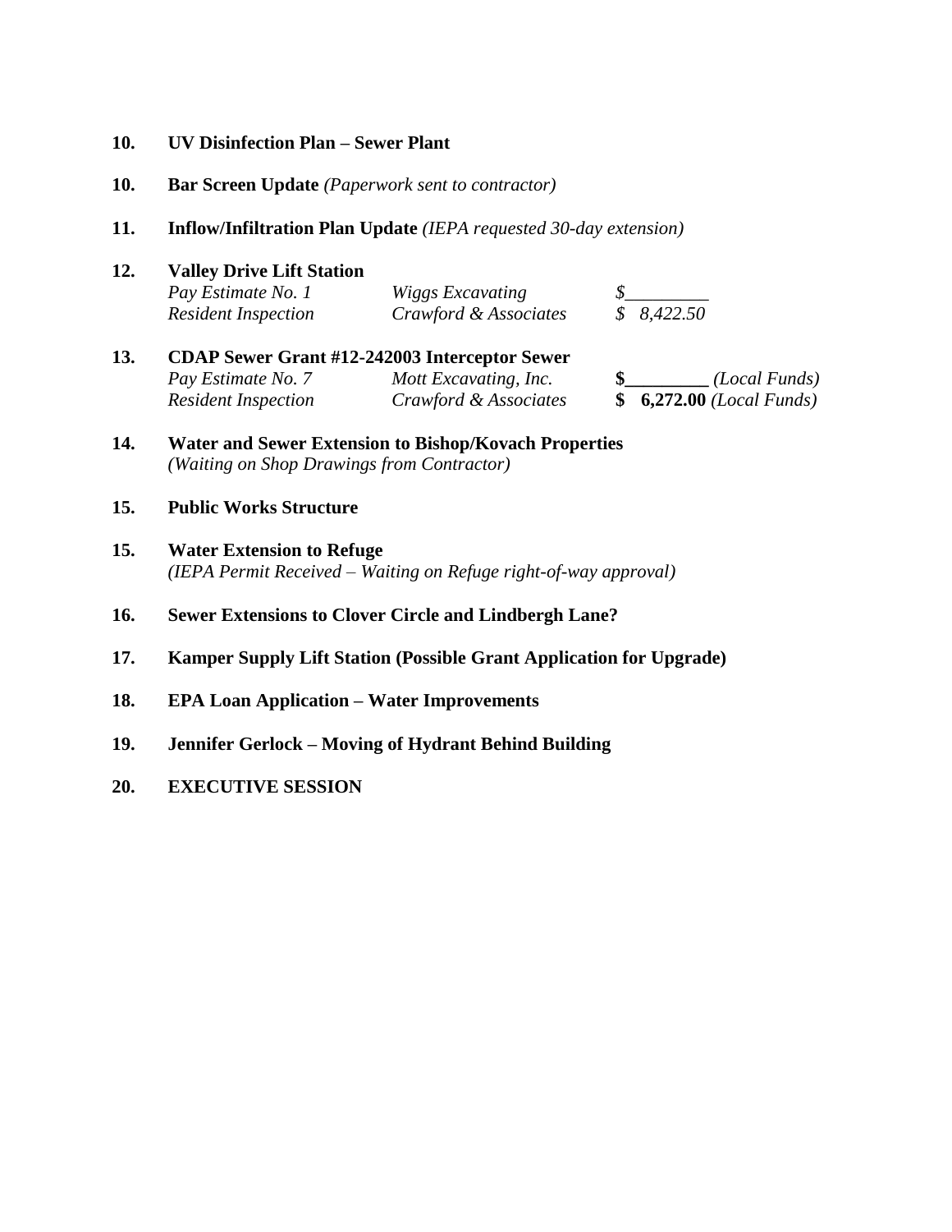**10.** **UV Disinfection Plan – Sewer Plant**

**10.** **Bar Screen Update** *(Paperwork sent to contractor)*

**11.** **Inflow/Infiltration Plan Update** *(IEPA requested 30-day extension)*

**12.** **Valley Drive Lift Station**

| | | |
|---|---|---|
| *Pay Estimate No. 1* | *Wiggs Excavating* | *$_________* |
| *Resident Inspection* | *Crawford & Associates* | *$ 8,422.50* |

**13.** **CDAP Sewer Grant #12-242003 Interceptor Sewer**

| | | |
|---|---|---|
| *Pay Estimate No. 7* | *Mott Excavating, Inc.* | **$_________** *(Local Funds)* |
| *Resident Inspection* | *Crawford & Associates* | **$ 6,272.00** *(Local Funds)* |

**14.** **Water and Sewer Extension to Bishop/Kovach Properties**
*(Waiting on Shop Drawings from Contractor)*

**15.** **Public Works Structure**

**15.** **Water Extension to Refuge**
*(IEPA Permit Received – Waiting on Refuge right-of-way approval)*

**16.** **Sewer Extensions to Clover Circle and Lindbergh Lane?**

**17.** **Kamper Supply Lift Station (Possible Grant Application for Upgrade)**

**18.** **EPA Loan Application – Water Improvements**

**19.** **Jennifer Gerlock – Moving of Hydrant Behind Building**

**20.** **EXECUTIVE SESSION**